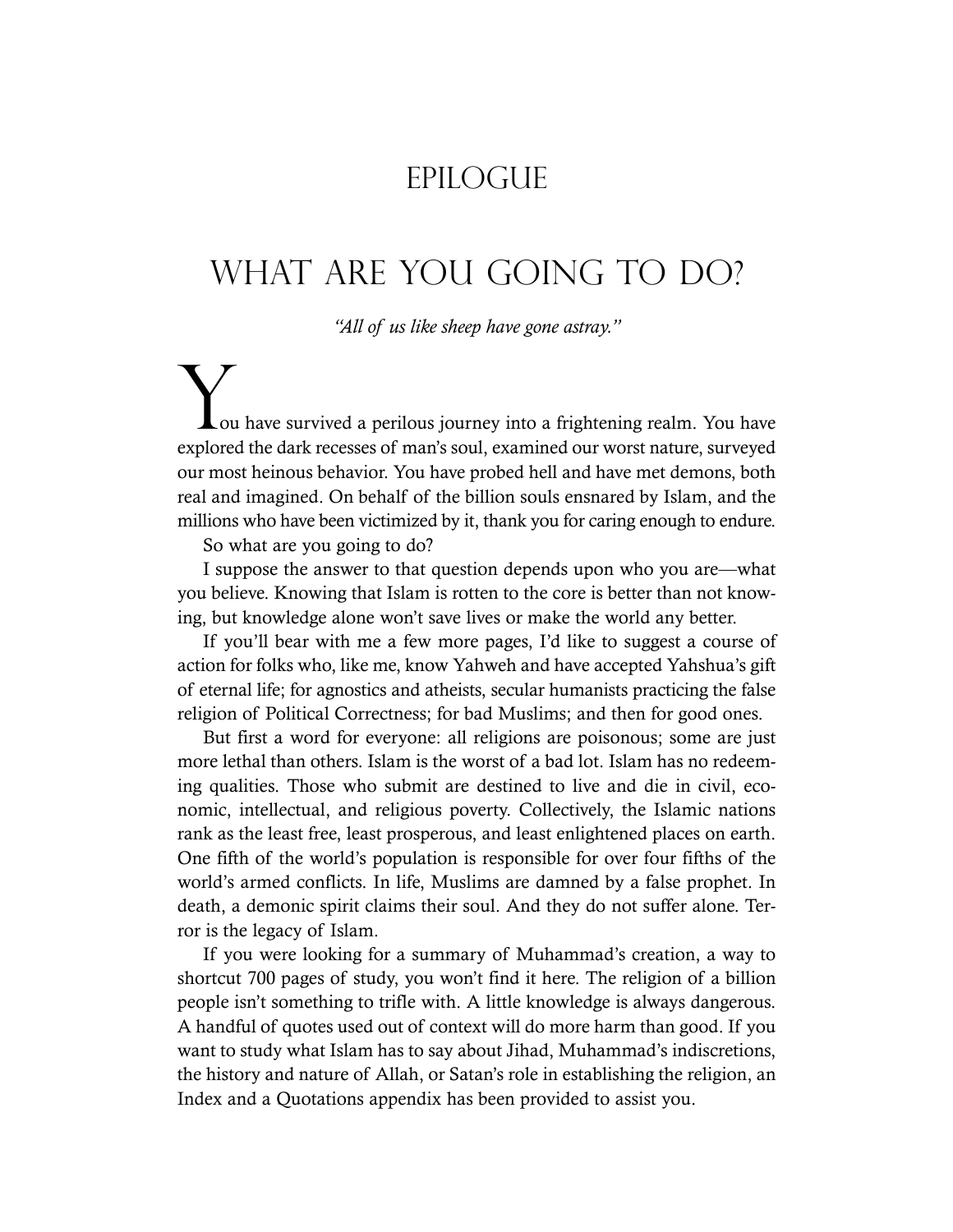# EPILOGUE

## WHAT ARE YOU GOING TO DO?

*"All of us like sheep have gone astray."*

You have survived a perilous journey into a frightening realm. You have explored the dark recesses of man's soul, examined our worst nature, surveyed our most heinous behavior. You have probed hell and have met demons, both real and imagined. On behalf of the billion souls ensnared by Islam, and the millions who have been victimized by it, thank you for caring enough to endure.

So what are you going to do?

I suppose the answer to that question depends upon who you are—what you believe. Knowing that Islam is rotten to the core is better than not knowing, but knowledge alone won't save lives or make the world any better.

If you'll bear with me a few more pages, I'd like to suggest a course of action for folks who, like me, know Yahweh and have accepted Yahshua's gift of eternal life; for agnostics and atheists, secular humanists practicing the false religion of Political Correctness; for bad Muslims; and then for good ones.

But first a word for everyone: all religions are poisonous; some are just more lethal than others. Islam is the worst of a bad lot. Islam has no redeeming qualities. Those who submit are destined to live and die in civil, economic, intellectual, and religious poverty. Collectively, the Islamic nations rank as the least free, least prosperous, and least enlightened places on earth. One fifth of the world's population is responsible for over four fifths of the world's armed conflicts. In life, Muslims are damned by a false prophet. In death, a demonic spirit claims their soul. And they do not suffer alone. Terror is the legacy of Islam.

If you were looking for a summary of Muhammad's creation, a way to shortcut 700 pages of study, you won't find it here. The religion of a billion people isn't something to trifle with. A little knowledge is always dangerous. A handful of quotes used out of context will do more harm than good. If you want to study what Islam has to say about Jihad, Muhammad's indiscretions, the history and nature of Allah, or Satan's role in establishing the religion, an Index and a Quotations appendix has been provided to assist you.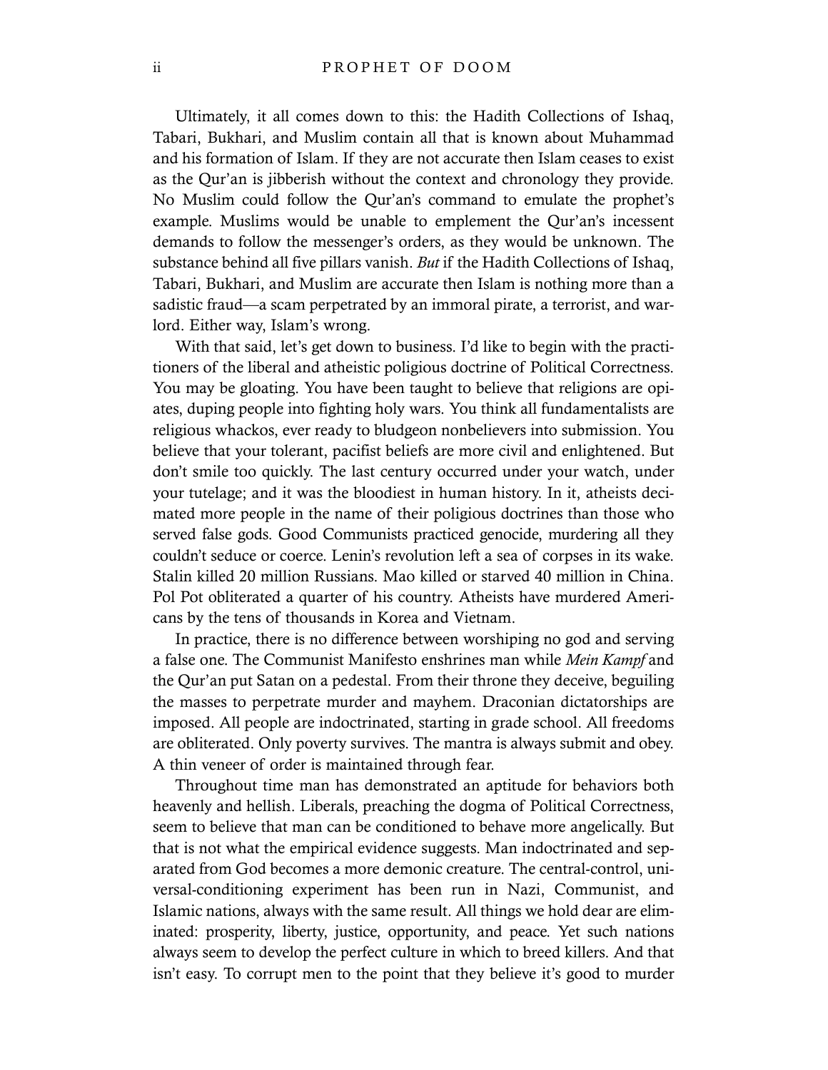Ultimately, it all comes down to this: the Hadith Collections of Ishaq, Tabari, Bukhari, and Muslim contain all that is known about Muhammad and his formation of Islam. If they are not accurate then Islam ceases to exist as the Qur'an is jibberish without the context and chronology they provide. No Muslim could follow the Qur'an's command to emulate the prophet's example. Muslims would be unable to emplement the Qur'an's incessent demands to follow the messenger's orders, as they would be unknown. The substance behind all five pillars vanish. *But* if the Hadith Collections of Ishaq, Tabari, Bukhari, and Muslim are accurate then Islam is nothing more than a sadistic fraud—a scam perpetrated by an immoral pirate, a terrorist, and warlord. Either way, Islam's wrong.

With that said, let's get down to business. I'd like to begin with the practitioners of the liberal and atheistic poligious doctrine of Political Correctness. You may be gloating. You have been taught to believe that religions are opiates, duping people into fighting holy wars. You think all fundamentalists are religious whackos, ever ready to bludgeon nonbelievers into submission. You believe that your tolerant, pacifist beliefs are more civil and enlightened. But don't smile too quickly. The last century occurred under your watch, under your tutelage; and it was the bloodiest in human history. In it, atheists decimated more people in the name of their poligious doctrines than those who served false gods. Good Communists practiced genocide, murdering all they couldn't seduce or coerce. Lenin's revolution left a sea of corpses in its wake. Stalin killed 20 million Russians. Mao killed or starved 40 million in China. Pol Pot obliterated a quarter of his country. Atheists have murdered Americans by the tens of thousands in Korea and Vietnam.

In practice, there is no difference between worshiping no god and serving a false one. The Communist Manifesto enshrines man while *Mein Kampf* and the Qur'an put Satan on a pedestal. From their throne they deceive, beguiling the masses to perpetrate murder and mayhem. Draconian dictatorships are imposed. All people are indoctrinated, starting in grade school. All freedoms are obliterated. Only poverty survives. The mantra is always submit and obey. A thin veneer of order is maintained through fear.

Throughout time man has demonstrated an aptitude for behaviors both heavenly and hellish. Liberals, preaching the dogma of Political Correctness, seem to believe that man can be conditioned to behave more angelically. But that is not what the empirical evidence suggests. Man indoctrinated and separated from God becomes a more demonic creature. The central-control, universal-conditioning experiment has been run in Nazi, Communist, and Islamic nations, always with the same result. All things we hold dear are eliminated: prosperity, liberty, justice, opportunity, and peace. Yet such nations always seem to develop the perfect culture in which to breed killers. And that isn't easy. To corrupt men to the point that they believe it's good to murder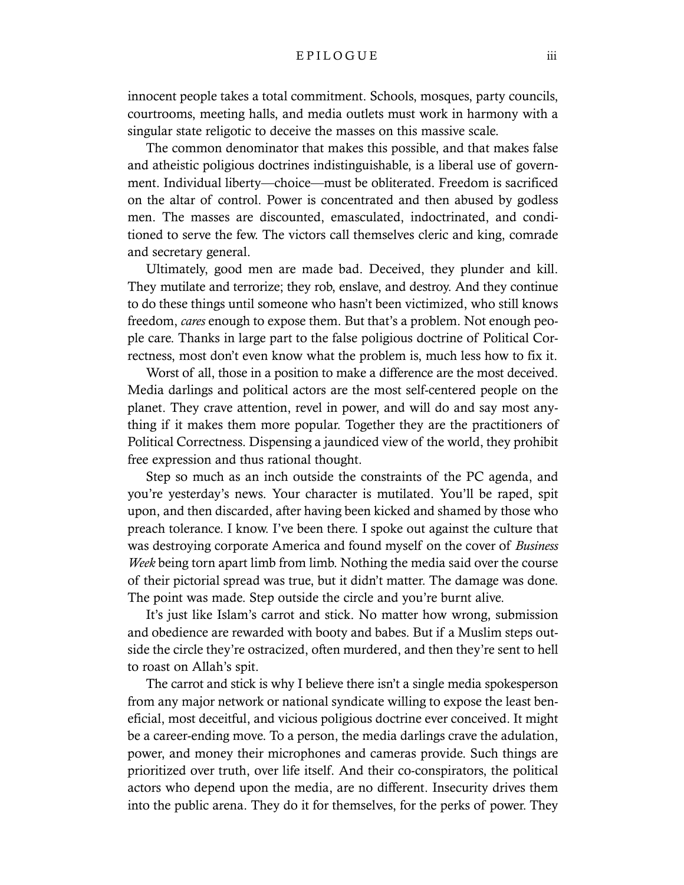innocent people takes a total commitment. Schools, mosques, party councils, courtrooms, meeting halls, and media outlets must work in harmony with a singular state religotic to deceive the masses on this massive scale.

The common denominator that makes this possible, and that makes false and atheistic poligious doctrines indistinguishable, is a liberal use of government. Individual liberty—choice—must be obliterated. Freedom is sacrificed on the altar of control. Power is concentrated and then abused by godless men. The masses are discounted, emasculated, indoctrinated, and conditioned to serve the few. The victors call themselves cleric and king, comrade and secretary general.

Ultimately, good men are made bad. Deceived, they plunder and kill. They mutilate and terrorize; they rob, enslave, and destroy. And they continue to do these things until someone who hasn't been victimized, who still knows freedom, *cares* enough to expose them. But that's a problem. Not enough people care. Thanks in large part to the false poligious doctrine of Political Correctness, most don't even know what the problem is, much less how to fix it.

Worst of all, those in a position to make a difference are the most deceived. Media darlings and political actors are the most self-centered people on the planet. They crave attention, revel in power, and will do and say most anything if it makes them more popular. Together they are the practitioners of Political Correctness. Dispensing a jaundiced view of the world, they prohibit free expression and thus rational thought.

Step so much as an inch outside the constraints of the PC agenda, and you're yesterday's news. Your character is mutilated. You'll be raped, spit upon, and then discarded, after having been kicked and shamed by those who preach tolerance. I know. I've been there. I spoke out against the culture that was destroying corporate America and found myself on the cover of *Business Week* being torn apart limb from limb. Nothing the media said over the course of their pictorial spread was true, but it didn't matter. The damage was done. The point was made. Step outside the circle and you're burnt alive.

It's just like Islam's carrot and stick. No matter how wrong, submission and obedience are rewarded with booty and babes. But if a Muslim steps outside the circle they're ostracized, often murdered, and then they're sent to hell to roast on Allah's spit.

The carrot and stick is why I believe there isn't a single media spokesperson from any major network or national syndicate willing to expose the least beneficial, most deceitful, and vicious poligious doctrine ever conceived. It might be a career-ending move. To a person, the media darlings crave the adulation, power, and money their microphones and cameras provide. Such things are prioritized over truth, over life itself. And their co-conspirators, the political actors who depend upon the media, are no different. Insecurity drives them into the public arena. They do it for themselves, for the perks of power. They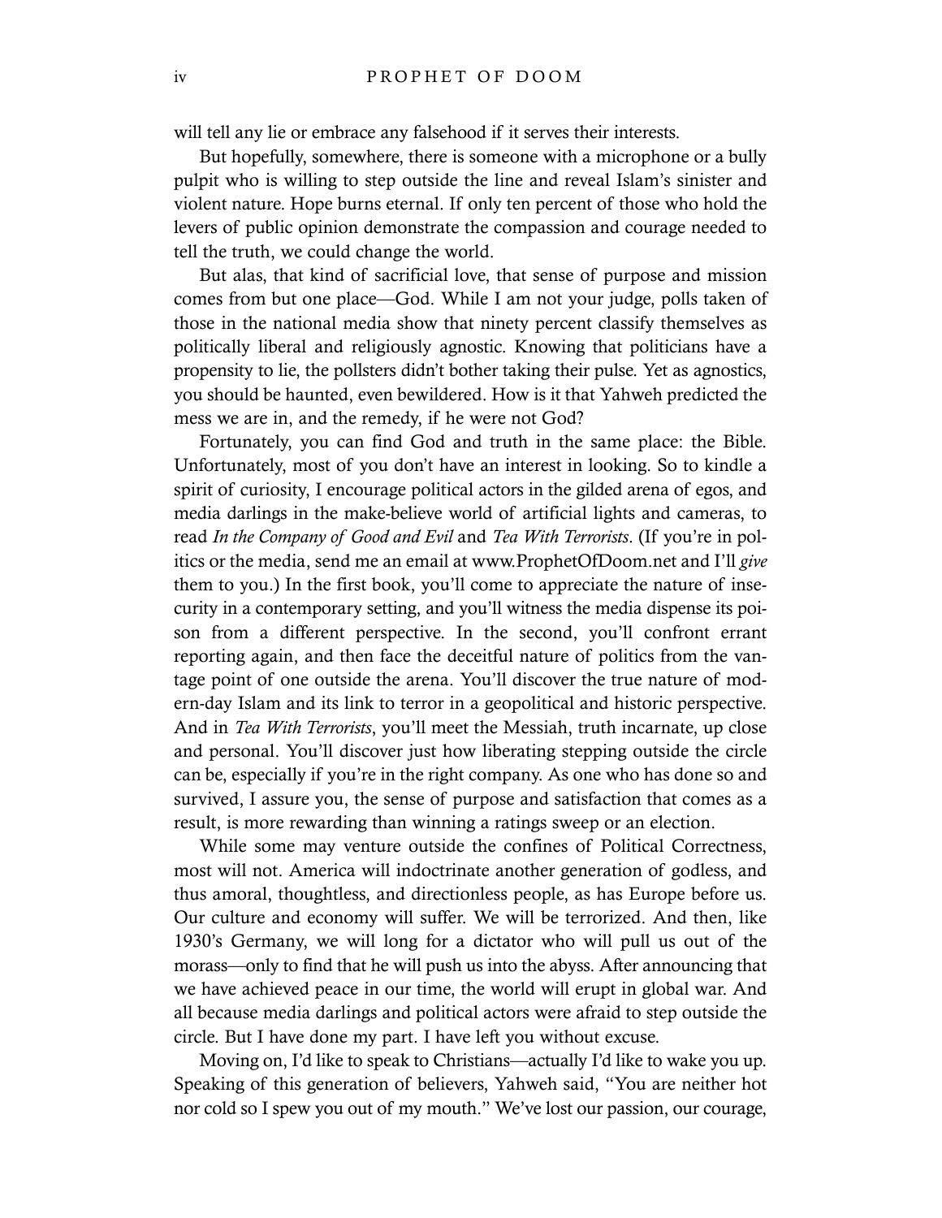will tell any lie or embrace any falsehood if it serves their interests.

But hopefully, somewhere, there is someone with a microphone or a bully pulpit who is willing to step outside the line and reveal Islam's sinister and violent nature. Hope burns eternal. If only ten percent of those who hold the levers of public opinion demonstrate the compassion and courage needed to tell the truth, we could change the world.

But alas, that kind of sacrificial love, that sense of purpose and mission comes from but one place—God. While I am not your judge, polls taken of those in the national media show that ninety percent classify themselves as politically liberal and religiously agnostic. Knowing that politicians have a propensity to lie, the pollsters didn't bother taking their pulse. Yet as agnostics, you should be haunted, even bewildered. How is it that Yahweh predicted the mess we are in, and the remedy, if he were not God?

Fortunately, you can find God and truth in the same place: the Bible. Unfortunately, most of you don't have an interest in looking. So to kindle a spirit of curiosity, I encourage political actors in the gilded arena of egos, and media darlings in the make-believe world of artificial lights and cameras, to read *In the Company of Good and Evil* and *Tea With Terrorists*. (If you're in politics or the media, send me an email at www.ProphetOfDoom.net and I'll *give* them to you.) In the first book, you'll come to appreciate the nature of insecurity in a contemporary setting, and you'll witness the media dispense its poison from a different perspective. In the second, you'll confront errant reporting again, and then face the deceitful nature of politics from the vantage point of one outside the arena. You'll discover the true nature of modern-day Islam and its link to terror in a geopolitical and historic perspective. And in *Tea With Terrorists*, you'll meet the Messiah, truth incarnate, up close and personal. You'll discover just how liberating stepping outside the circle can be, especially if you're in the right company. As one who has done so and survived, I assure you, the sense of purpose and satisfaction that comes as a result, is more rewarding than winning a ratings sweep or an election.

While some may venture outside the confines of Political Correctness, most will not. America will indoctrinate another generation of godless, and thus amoral, thoughtless, and directionless people, as has Europe before us. Our culture and economy will suffer. We will be terrorized. And then, like 1930's Germany, we will long for a dictator who will pull us out of the morass—only to find that he will push us into the abyss. After announcing that we have achieved peace in our time, the world will erupt in global war. And all because media darlings and political actors were afraid to step outside the circle. But I have done my part. I have left you without excuse.

Moving on, I'd like to speak to Christians—actually I'd like to wake you up. Speaking of this generation of believers, Yahweh said, "You are neither hot nor cold so I spew you out of my mouth." We've lost our passion, our courage,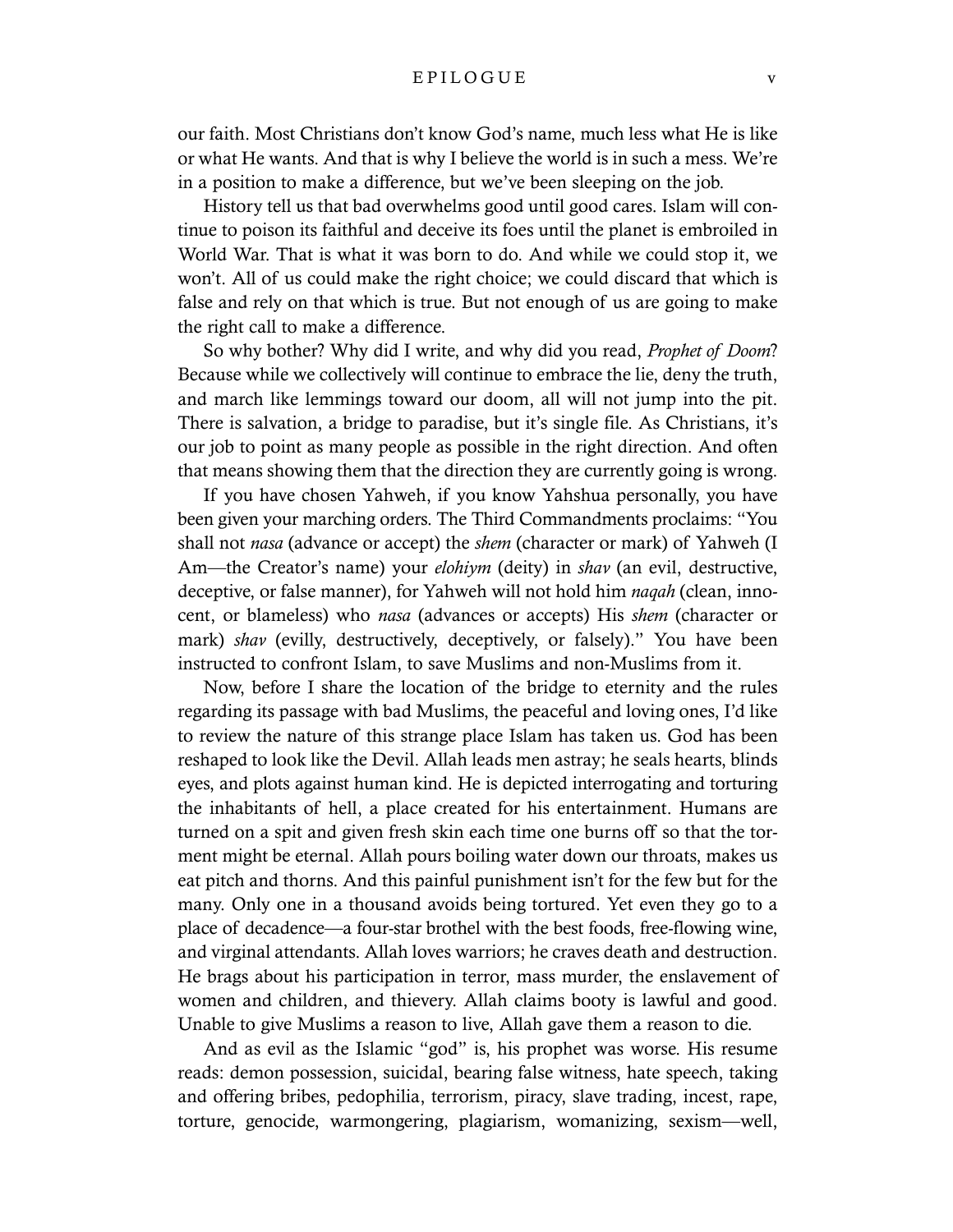our faith. Most Christians don't know God's name, much less what He is like or what He wants. And that is why I believe the world is in such a mess. We're in a position to make a difference, but we've been sleeping on the job.

History tell us that bad overwhelms good until good cares. Islam will continue to poison its faithful and deceive its foes until the planet is embroiled in World War. That is what it was born to do. And while we could stop it, we won't. All of us could make the right choice; we could discard that which is false and rely on that which is true. But not enough of us are going to make the right call to make a difference.

So why bother? Why did I write, and why did you read, *Prophet of Doom*? Because while we collectively will continue to embrace the lie, deny the truth, and march like lemmings toward our doom, all will not jump into the pit. There is salvation, a bridge to paradise, but it's single file. As Christians, it's our job to point as many people as possible in the right direction. And often that means showing them that the direction they are currently going is wrong.

If you have chosen Yahweh, if you know Yahshua personally, you have been given your marching orders. The Third Commandments proclaims: "You shall not *nasa* (advance or accept) the *shem* (character or mark) of Yahweh (I Am—the Creator's name) your *elohiym* (deity) in *shav* (an evil, destructive, deceptive, or false manner), for Yahweh will not hold him *naqah* (clean, innocent, or blameless) who *nasa* (advances or accepts) His *shem* (character or mark) *shav* (evilly, destructively, deceptively, or falsely)." You have been instructed to confront Islam, to save Muslims and non-Muslims from it.

Now, before I share the location of the bridge to eternity and the rules regarding its passage with bad Muslims, the peaceful and loving ones, I'd like to review the nature of this strange place Islam has taken us. God has been reshaped to look like the Devil. Allah leads men astray; he seals hearts, blinds eyes, and plots against human kind. He is depicted interrogating and torturing the inhabitants of hell, a place created for his entertainment. Humans are turned on a spit and given fresh skin each time one burns off so that the torment might be eternal. Allah pours boiling water down our throats, makes us eat pitch and thorns. And this painful punishment isn't for the few but for the many. Only one in a thousand avoids being tortured. Yet even they go to a place of decadence—a four-star brothel with the best foods, free-flowing wine, and virginal attendants. Allah loves warriors; he craves death and destruction. He brags about his participation in terror, mass murder, the enslavement of women and children, and thievery. Allah claims booty is lawful and good. Unable to give Muslims a reason to live, Allah gave them a reason to die.

And as evil as the Islamic "god" is, his prophet was worse. His resume reads: demon possession, suicidal, bearing false witness, hate speech, taking and offering bribes, pedophilia, terrorism, piracy, slave trading, incest, rape, torture, genocide, warmongering, plagiarism, womanizing, sexism—well,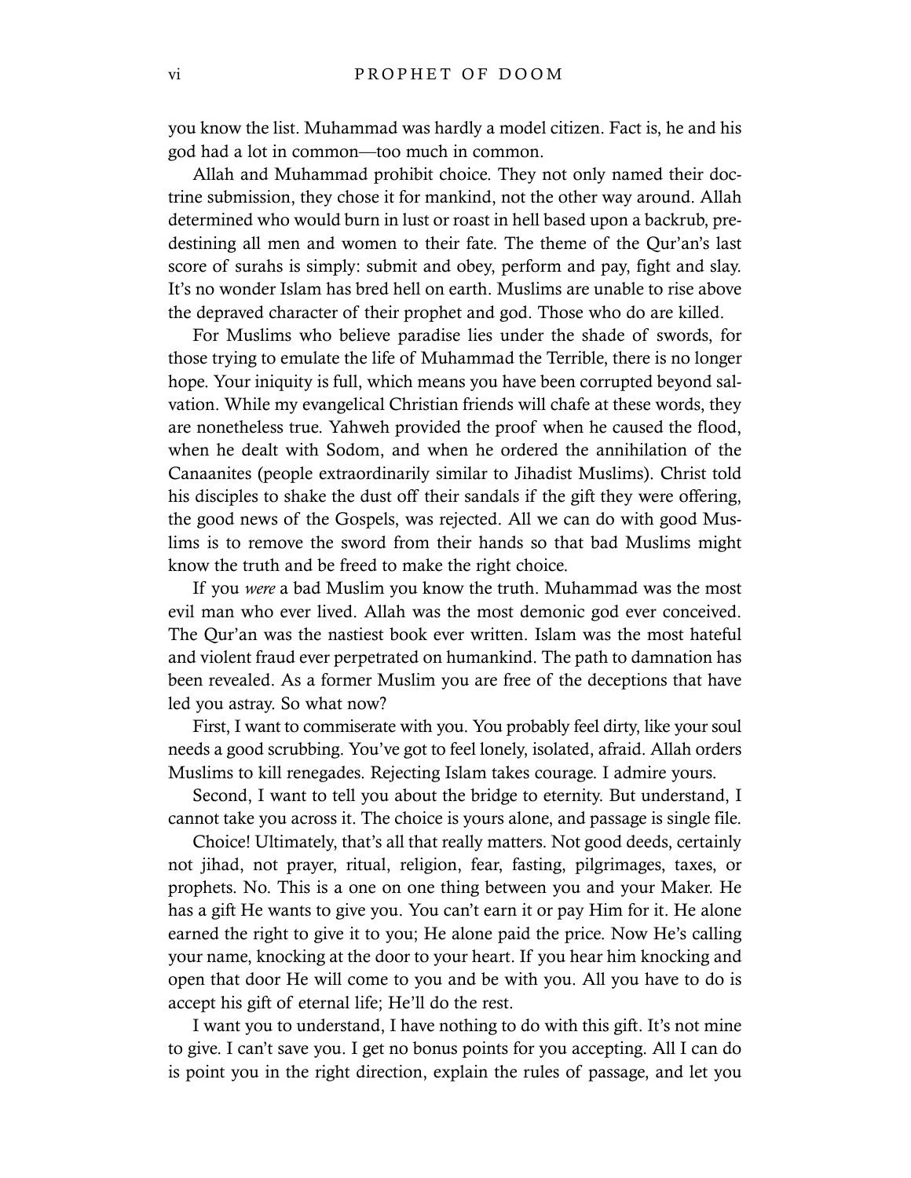you know the list. Muhammad was hardly a model citizen. Fact is, he and his god had a lot in common—too much in common.

Allah and Muhammad prohibit choice. They not only named their doctrine submission, they chose it for mankind, not the other way around. Allah determined who would burn in lust or roast in hell based upon a backrub, predestining all men and women to their fate. The theme of the Qur'an's last score of surahs is simply: submit and obey, perform and pay, fight and slay. It's no wonder Islam has bred hell on earth. Muslims are unable to rise above the depraved character of their prophet and god. Those who do are killed.

For Muslims who believe paradise lies under the shade of swords, for those trying to emulate the life of Muhammad the Terrible, there is no longer hope. Your iniquity is full, which means you have been corrupted beyond salvation. While my evangelical Christian friends will chafe at these words, they are nonetheless true. Yahweh provided the proof when he caused the flood, when he dealt with Sodom, and when he ordered the annihilation of the Canaanites (people extraordinarily similar to Jihadist Muslims). Christ told his disciples to shake the dust off their sandals if the gift they were offering, the good news of the Gospels, was rejected. All we can do with good Muslims is to remove the sword from their hands so that bad Muslims might know the truth and be freed to make the right choice.

If you *were* a bad Muslim you know the truth. Muhammad was the most evil man who ever lived. Allah was the most demonic god ever conceived. The Qur'an was the nastiest book ever written. Islam was the most hateful and violent fraud ever perpetrated on humankind. The path to damnation has been revealed. As a former Muslim you are free of the deceptions that have led you astray. So what now?

First, I want to commiserate with you. You probably feel dirty, like your soul needs a good scrubbing. You've got to feel lonely, isolated, afraid. Allah orders Muslims to kill renegades. Rejecting Islam takes courage. I admire yours.

Second, I want to tell you about the bridge to eternity. But understand, I cannot take you across it. The choice is yours alone, and passage is single file.

Choice! Ultimately, that's all that really matters. Not good deeds, certainly not jihad, not prayer, ritual, religion, fear, fasting, pilgrimages, taxes, or prophets. No. This is a one on one thing between you and your Maker. He has a gift He wants to give you. You can't earn it or pay Him for it. He alone earned the right to give it to you; He alone paid the price. Now He's calling your name, knocking at the door to your heart. If you hear him knocking and open that door He will come to you and be with you. All you have to do is accept his gift of eternal life; He'll do the rest.

I want you to understand, I have nothing to do with this gift. It's not mine to give. I can't save you. I get no bonus points for you accepting. All I can do is point you in the right direction, explain the rules of passage, and let you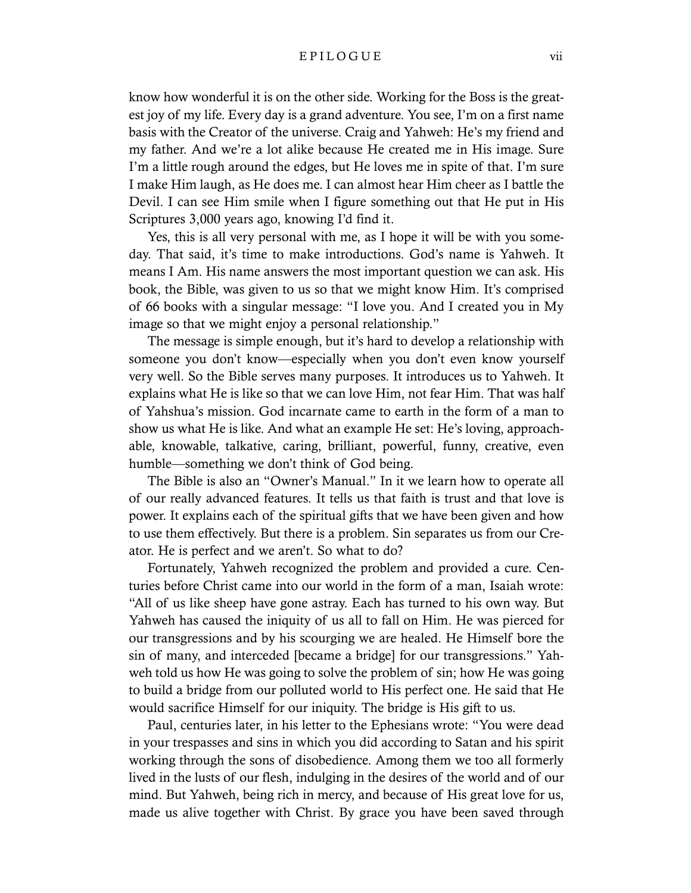know how wonderful it is on the other side. Working for the Boss is the greatest joy of my life. Every day is a grand adventure. You see, I'm on a first name basis with the Creator of the universe. Craig and Yahweh: He's my friend and my father. And we're a lot alike because He created me in His image. Sure I'm a little rough around the edges, but He loves me in spite of that. I'm sure I make Him laugh, as He does me. I can almost hear Him cheer as I battle the Devil. I can see Him smile when I figure something out that He put in His Scriptures 3,000 years ago, knowing I'd find it.

Yes, this is all very personal with me, as I hope it will be with you someday. That said, it's time to make introductions. God's name is Yahweh. It means I Am. His name answers the most important question we can ask. His book, the Bible, was given to us so that we might know Him. It's comprised of 66 books with a singular message: "I love you. And I created you in My image so that we might enjoy a personal relationship."

The message is simple enough, but it's hard to develop a relationship with someone you don't know—especially when you don't even know yourself very well. So the Bible serves many purposes. It introduces us to Yahweh. It explains what He is like so that we can love Him, not fear Him. That was half of Yahshua's mission. God incarnate came to earth in the form of a man to show us what He is like. And what an example He set: He's loving, approachable, knowable, talkative, caring, brilliant, powerful, funny, creative, even humble—something we don't think of God being.

The Bible is also an "Owner's Manual." In it we learn how to operate all of our really advanced features. It tells us that faith is trust and that love is power. It explains each of the spiritual gifts that we have been given and how to use them effectively. But there is a problem. Sin separates us from our Creator. He is perfect and we aren't. So what to do?

Fortunately, Yahweh recognized the problem and provided a cure. Centuries before Christ came into our world in the form of a man, Isaiah wrote: "All of us like sheep have gone astray. Each has turned to his own way. But Yahweh has caused the iniquity of us all to fall on Him. He was pierced for our transgressions and by his scourging we are healed. He Himself bore the sin of many, and interceded [became a bridge] for our transgressions." Yahweh told us how He was going to solve the problem of sin; how He was going to build a bridge from our polluted world to His perfect one. He said that He would sacrifice Himself for our iniquity. The bridge is His gift to us.

Paul, centuries later, in his letter to the Ephesians wrote: "You were dead in your trespasses and sins in which you did according to Satan and his spirit working through the sons of disobedience. Among them we too all formerly lived in the lusts of our flesh, indulging in the desires of the world and of our mind. But Yahweh, being rich in mercy, and because of His great love for us, made us alive together with Christ. By grace you have been saved through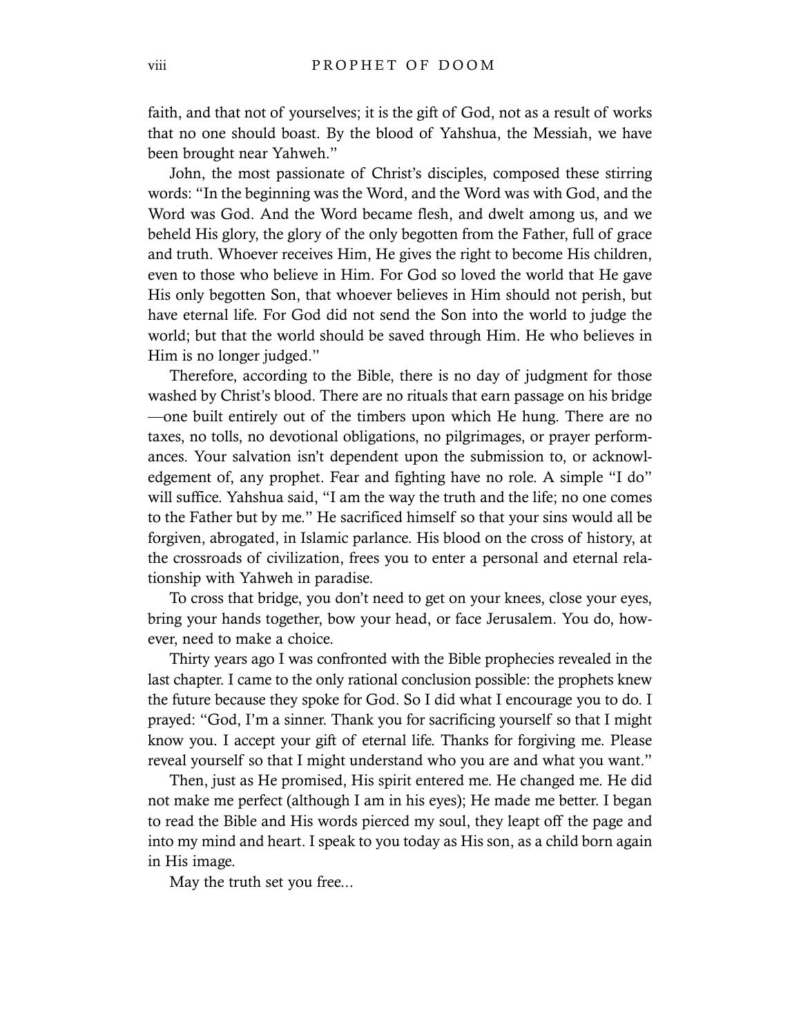faith, and that not of yourselves; it is the gift of God, not as a result of works that no one should boast. By the blood of Yahshua, the Messiah, we have been brought near Yahweh."

John, the most passionate of Christ's disciples, composed these stirring words: "In the beginning was the Word, and the Word was with God, and the Word was God. And the Word became flesh, and dwelt among us, and we beheld His glory, the glory of the only begotten from the Father, full of grace and truth. Whoever receives Him, He gives the right to become His children, even to those who believe in Him. For God so loved the world that He gave His only begotten Son, that whoever believes in Him should not perish, but have eternal life. For God did not send the Son into the world to judge the world; but that the world should be saved through Him. He who believes in Him is no longer judged."

Therefore, according to the Bible, there is no day of judgment for those washed by Christ's blood. There are no rituals that earn passage on his bridge—one built entirely out of the timbers upon which He hung. There are no taxes, no tolls, no devotional obligations, no pilgrimages, or prayer performances. Your salvation isn't dependent upon the submission to, or acknowledgement of, any prophet. Fear and fighting have no role. A simple "I do" will suffice. Yahshua said, "I am the way the truth and the life; no one comes to the Father but by me." He sacrificed himself so that your sins would all be forgiven, abrogated, in Islamic parlance. His blood on the cross of history, at the crossroads of civilization, frees you to enter a personal and eternal relationship with Yahweh in paradise.

To cross that bridge, you don't need to get on your knees, close your eyes, bring your hands together, bow your head, or face Jerusalem. You do, however, need to make a choice.

Thirty years ago I was confronted with the Bible prophecies revealed in the last chapter. I came to the only rational conclusion possible: the prophets knew the future because they spoke for God. So I did what I encourage you to do. I prayed: "God, I'm a sinner. Thank you for sacrificing yourself so that I might know you. I accept your gift of eternal life. Thanks for forgiving me. Please reveal yourself so that I might understand who you are and what you want."

Then, just as He promised, His spirit entered me. He changed me. He did not make me perfect (although I am in his eyes); He made me better. I began to read the Bible and His words pierced my soul, they leapt off the page and into my mind and heart. I speak to you today as His son, as a child born again in His image.

May the truth set you free...